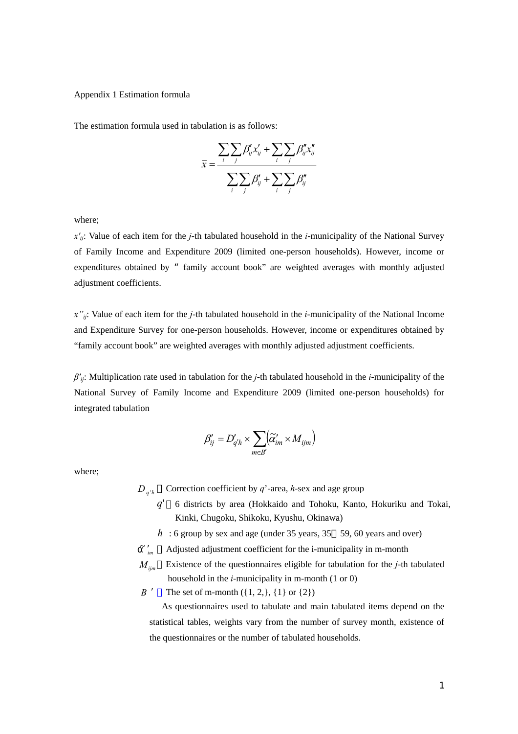Appendix 1 Estimation formula

The estimation formula used in tabulation is as follows:

$$\bar{x} = \frac{\sum_i \sum_j \beta'_{ij} x'_{ij} + \sum_i \sum_j \beta''_{ij} x''_{ij}}{\sum_i \sum_j \beta'_{ij} + \sum_i \sum_j \beta''_{ij}}$$

where;

$x'_{ij}$: Value of each item for the *j*-th tabulated household in the *i*-municipality of the National Survey of Family Income and Expenditure 2009 (limited one-person households). However, income or expenditures obtained by " family account book" are weighted averages with monthly adjusted adjustment coefficients.

$x''_{ij}$: Value of each item for the *j*-th tabulated household in the *i*-municipality of the National Income and Expenditure Survey for one-person households. However, income or expenditures obtained by "family account book" are weighted averages with monthly adjusted adjustment coefficients.

$\beta'_{ij}$: Multiplication rate used in tabulation for the *j*-th tabulated household in the *i*-municipality of the National Survey of Family Income and Expenditure 2009 (limited one-person households) for integrated tabulation

$$\beta'_{ij} = D'_{q'h} \times \sum_{m \in B'} \left( \tilde{\alpha}'_{im} \times M_{ijm} \right)$$

where;

$D_{q'h}$：Correction coefficient by *q*'-area, *h*-sex and age group

$q'$：6 districts by area (Hokkaido and Tohoku, Kanto, Hokuriku and Tokai, Kinki, Chugoku, Shikoku, Kyushu, Okinawa)

$h$ : 6 group by sex and age (under 35 years, 35～59, 60 years and over)

$\tilde{\alpha}'_{im}$：Adjusted adjustment coefficient for the i-municipality in m-month

$M_{ijm}$：Existence of the questionnaires eligible for tabulation for the *j*-th tabulated household in the *i*-municipality in m-month (1 or 0)

$B'$：The set of m-month ({1, 2,}, {1} or {2})

As questionnaires used to tabulate and main tabulated items depend on the statistical tables, weights vary from the number of survey month, existence of the questionnaires or the number of tabulated households.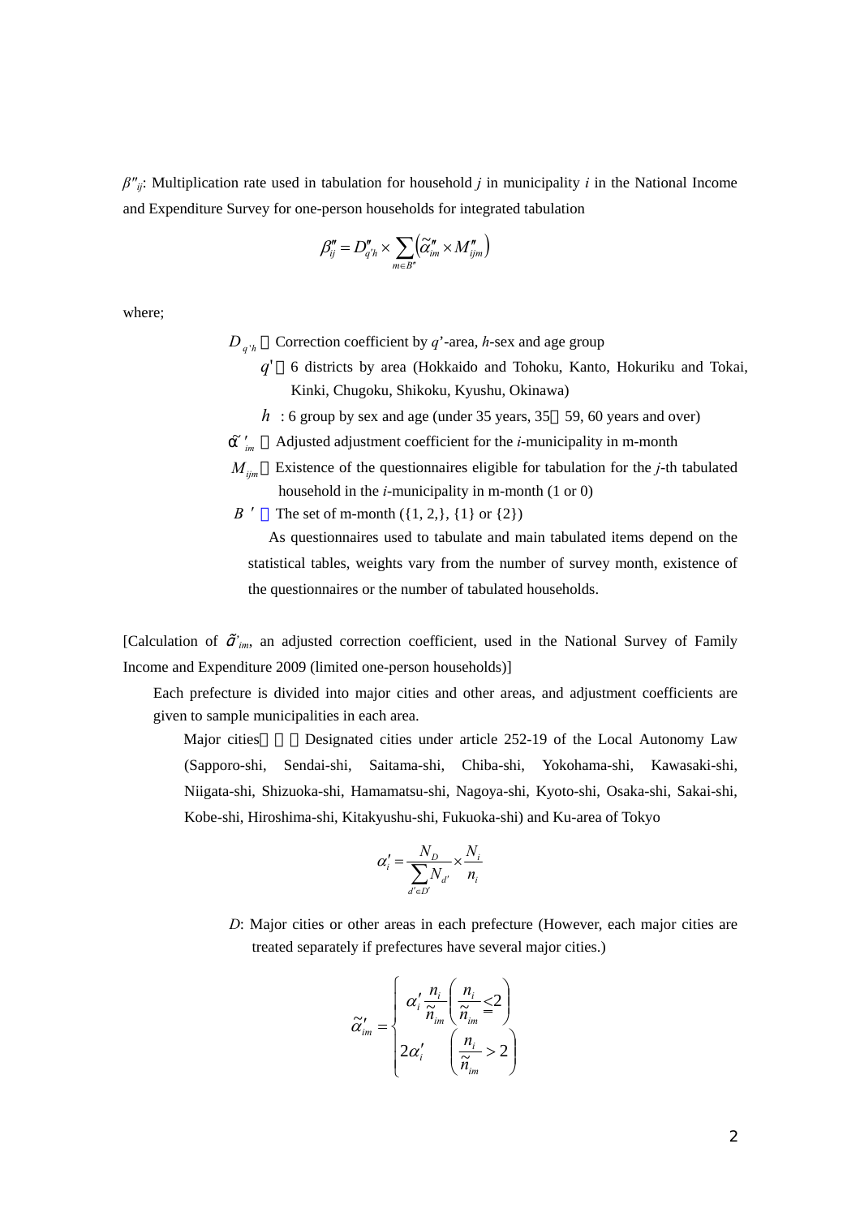$\beta''_{ij}$: Multiplication rate used in tabulation for household $j$ in municipality $i$ in the National Income and Expenditure Survey for one-person households for integrated tabulation

$$\beta''_{ij} = D''_{q'h} \times \sum_{m \in B''} \left( \tilde{\alpha}''_{im} \times M''_{ijm} \right)$$

where;

$D_{q'h}$ ：Correction coefficient by $q'$-area, $h$-sex and age group

$q'$ ：6 districts by area (Hokkaido and Tohoku, Kanto, Hokuriku and Tokai, Kinki, Chugoku, Shikoku, Kyushu, Okinawa)

$h$ : 6 group by sex and age (under 35 years, 35～59, 60 years and over)

$\tilde{\alpha}'_{im}$ ：Adjusted adjustment coefficient for the $i$-municipality in m-month

$M_{ijm}$ ：Existence of the questionnaires eligible for tabulation for the $j$-th tabulated household in the $i$-municipality in m-month (1 or 0)

$B'$ ：The set of m-month ({1, 2,}, {1} or {2})

As questionnaires used to tabulate and main tabulated items depend on the statistical tables, weights vary from the number of survey month, existence of the questionnaires or the number of tabulated households.

[Calculation of $\tilde{\alpha}'_{im}$, an adjusted correction coefficient, used in the National Survey of Family Income and Expenditure 2009 (limited one-person households)]

Each prefecture is divided into major cities and other areas, and adjustment coefficients are given to sample municipalities in each area.

Major cities ： Designated cities under article 252-19 of the Local Autonomy Law (Sapporo-shi, Sendai-shi, Saitama-shi, Chiba-shi, Yokohama-shi, Kawasaki-shi, Niigata-shi, Shizuoka-shi, Hamamatsu-shi, Nagoya-shi, Kyoto-shi, Osaka-shi, Sakai-shi, Kobe-shi, Hiroshima-shi, Kitakyushu-shi, Fukuoka-shi) and Ku-area of Tokyo

$$\alpha'_i = \frac{N_D}{\sum_{d' \in D'} N_{d'}} \times \frac{N_i}{n_i}$$

$D$: Major cities or other areas in each prefecture (However, each major cities are treated separately if prefectures have several major cities.)

$$\tilde{\alpha}'_{im} = \begin{cases} \alpha'_i \dfrac{n_i}{\tilde{n}_{im}} & \left( \dfrac{n_i}{\tilde{n}_{im}} \leq 2 \right) \\ 2\alpha'_i & \left( \dfrac{n_i}{\tilde{n}_{im}} > 2 \right) \end{cases}$$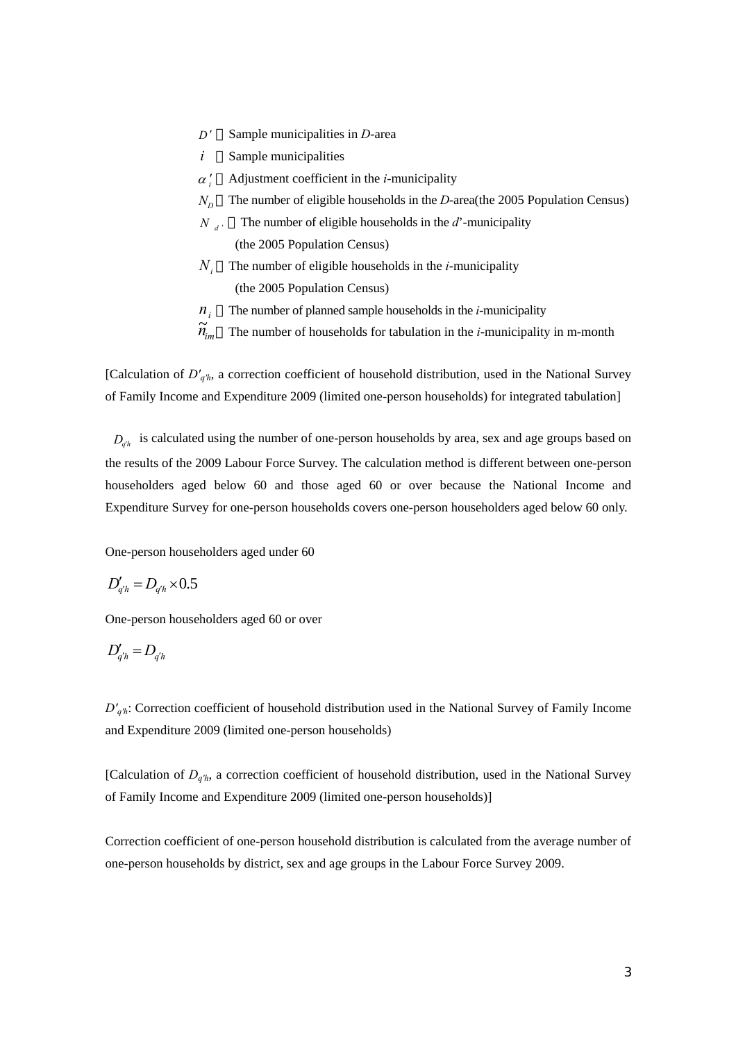$D'$ ：Sample municipalities in *D*-area

$i$ ：Sample municipalities

$\alpha'_i$ ：Adjustment coefficient in the *i*-municipality

$N_D$ ：The number of eligible households in the *D*-area(the 2005 Population Census)

$N_{d'}$ ：The number of eligible households in the *d*'-municipality (the 2005 Population Census)

$N_i$ ：The number of eligible households in the *i*-municipality (the 2005 Population Census)

$n_i$ ：The number of planned sample households in the *i*-municipality

$\tilde{n}_{im}$ ：The number of households for tabulation in the *i*-municipality in m-month

[Calculation of $D'_{q'h}$, a correction coefficient of household distribution, used in the National Survey of Family Income and Expenditure 2009 (limited one-person households) for integrated tabulation]

$D_{q'h}$ is calculated using the number of one-person households by area, sex and age groups based on the results of the 2009 Labour Force Survey. The calculation method is different between one-person householders aged below 60 and those aged 60 or over because the National Income and Expenditure Survey for one-person households covers one-person householders aged below 60 only.

One-person householders aged under 60

$$D'_{q'h} = D_{q'h} \times 0.5$$

One-person householders aged 60 or over

$$D'_{q'h} = D_{q'h}$$

$D'_{q'h}$: Correction coefficient of household distribution used in the National Survey of Family Income and Expenditure 2009 (limited one-person households)

[Calculation of $D_{q'h}$, a correction coefficient of household distribution, used in the National Survey of Family Income and Expenditure 2009 (limited one-person households)]

Correction coefficient of one-person household distribution is calculated from the average number of one-person households by district, sex and age groups in the Labour Force Survey 2009.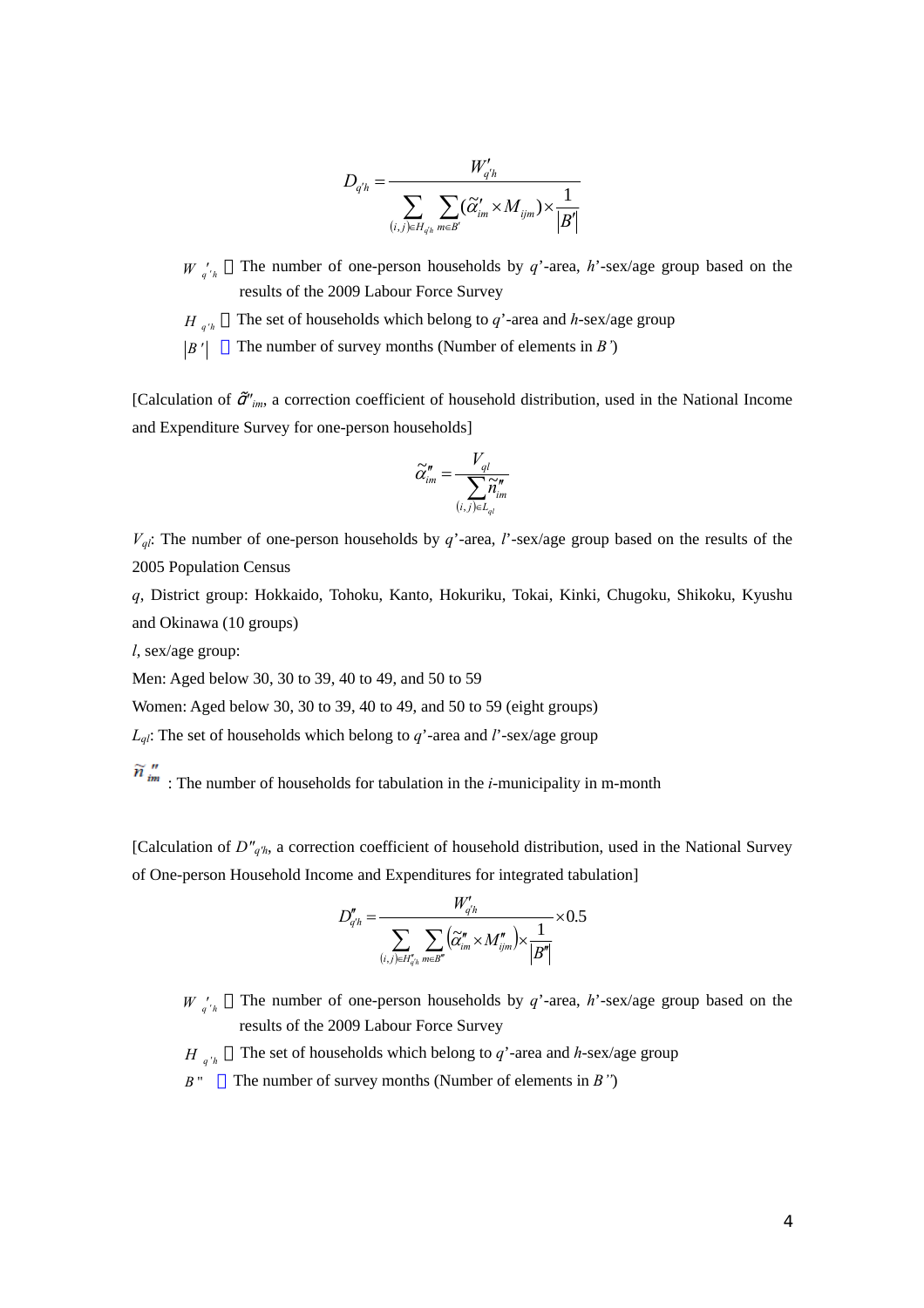$$D_{q'h} = \frac{W'_{q'h}}{\sum_{(i,j)\in H_{q'h}} \sum_{m\in B'} (\tilde{\alpha}'_{im} \times M_{ijm}) \times \frac{1}{|B'|}}$$

$W'_{q'h}$ ： The number of one-person households by $q$'-area, $h$'-sex/age group based on the results of the 2009 Labour Force Survey

$H_{q'h}$ ： The set of households which belong to $q$'-area and $h$-sex/age group

$|B'|$ ： The number of survey months (Number of elements in $B'$)

[Calculation of $\tilde{\alpha}''_{im}$, a correction coefficient of household distribution, used in the National Income and Expenditure Survey for one-person households]

$$\tilde{\alpha}''_{im} = \frac{V_{ql}}{\sum_{(i,j)\in L_{ql}} \tilde{n}''_{im}}$$

$V_{ql}$: The number of one-person households by $q$'-area, $l$'-sex/age group based on the results of the 2005 Population Census

$q$, District group: Hokkaido, Tohoku, Kanto, Hokuriku, Tokai, Kinki, Chugoku, Shikoku, Kyushu and Okinawa (10 groups)

$l$, sex/age group:

Men: Aged below 30, 30 to 39, 40 to 49, and 50 to 59

Women: Aged below 30, 30 to 39, 40 to 49, and 50 to 59 (eight groups)

$L_{ql}$: The set of households which belong to $q$'-area and $l$'-sex/age group

$\tilde{n}''_{im}$ : The number of households for tabulation in the $i$-municipality in m-month

[Calculation of $D''_{q'h}$, a correction coefficient of household distribution, used in the National Survey of One-person Household Income and Expenditures for integrated tabulation]

$$D''_{q'h} = \frac{W'_{q'h}}{\sum_{(i,j)\in H''_{q'h}} \sum_{m\in B''} \left(\tilde{\alpha}''_{im} \times M''_{ijm}\right) \times \frac{1}{|B''|}} \times 0.5$$

$W'_{q'h}$ ： The number of one-person households by $q$'-area, $h$'-sex/age group based on the results of the 2009 Labour Force Survey

$H_{q'h}$ ： The set of households which belong to $q$'-area and $h$-sex/age group

$B''$ ： The number of survey months (Number of elements in $B''$)